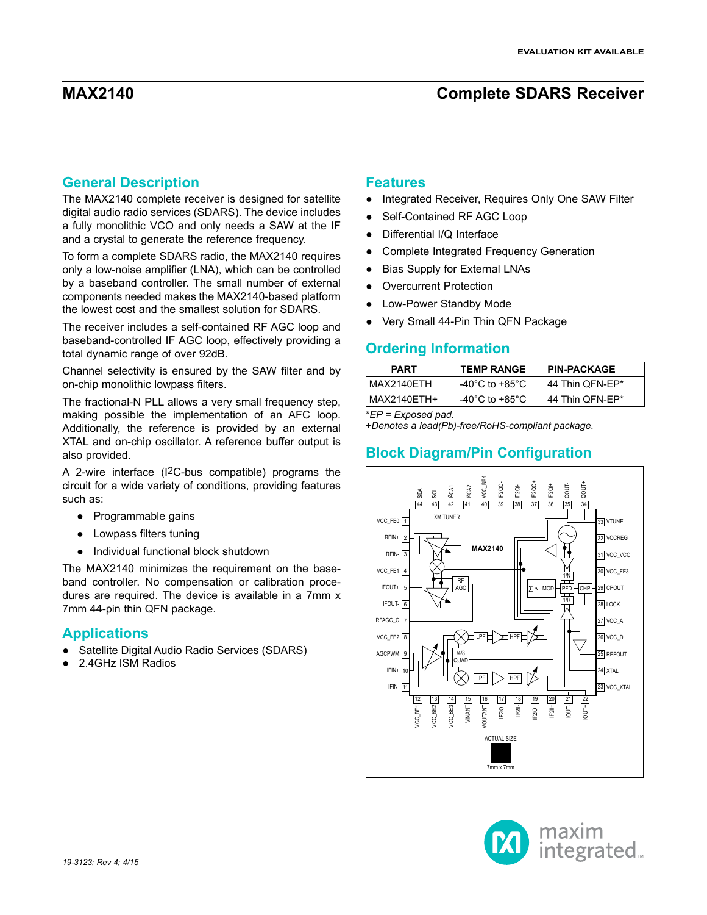EVALUATION KIT AVAILABLE

# MAX2140 Complete SDARS Receiver

## General Description

The MAX2140 complete receiver is designed for satellite digital audio radio services (SDARS). The device includes a fully monolithic VCO and only needs a SAW at the IF and a crystal to generate the reference frequency.

To form a complete SDARS radio, the MAX2140 requires only a low-noise amplifier (LNA), which can be controlled by a baseband controller. The small number of external components needed makes the MAX2140-based platform the lowest cost and the smallest solution for SDARS.

The receiver includes a self-contained RF AGC loop and baseband-controlled IF AGC loop, effectively providing a total dynamic range of over 92dB.

Channel selectivity is ensured by the SAW filter and by on-chip monolithic lowpass filters.

The fractional-N PLL allows a very small frequency step, making possible the implementation of an AFC loop. Additionally, the reference is provided by an external XTAL and on-chip oscillator. A reference buffer output is also provided.

A 2-wire interface (I2C-bus compatible) programs the circuit for a wide variety of conditions, providing features such as:

- Programmable gains
- Lowpass filters tuning
- Individual functional block shutdown

The MAX2140 minimizes the requirement on the baseband controller. No compensation or calibration procedures are required. The device is available in a 7mm x 7mm 44-pin thin QFN package.

## Applications

- Satellite Digital Audio Radio Services (SDARS)
- 2.4GHz ISM Radios

## Features

- Integrated Receiver, Requires Only One SAW Filter
- Self-Contained RF AGC Loop
- Differential I/Q Interface
- Complete Integrated Frequency Generation
- Bias Supply for External LNAs
- Overcurrent Protection
- Low-Power Standby Mode
- Very Small 44-Pin Thin QFN Package

## Ordering Information

| PART | TEMP RANGE | PIN-PACKAGE |
|---|---|---|
| MAX2140ETH | -40°C to +85°C | 44 Thin QFN-EP* |
| MAX2140ETH+ | -40°C to +85°C | 44 Thin QFN-EP* |

*EP = Exposed pad.
+Denotes a lead(Pb)-free/RoHS-compliant package.

## Block Diagram/Pin Configuration

19-3123; Rev 4; 4/15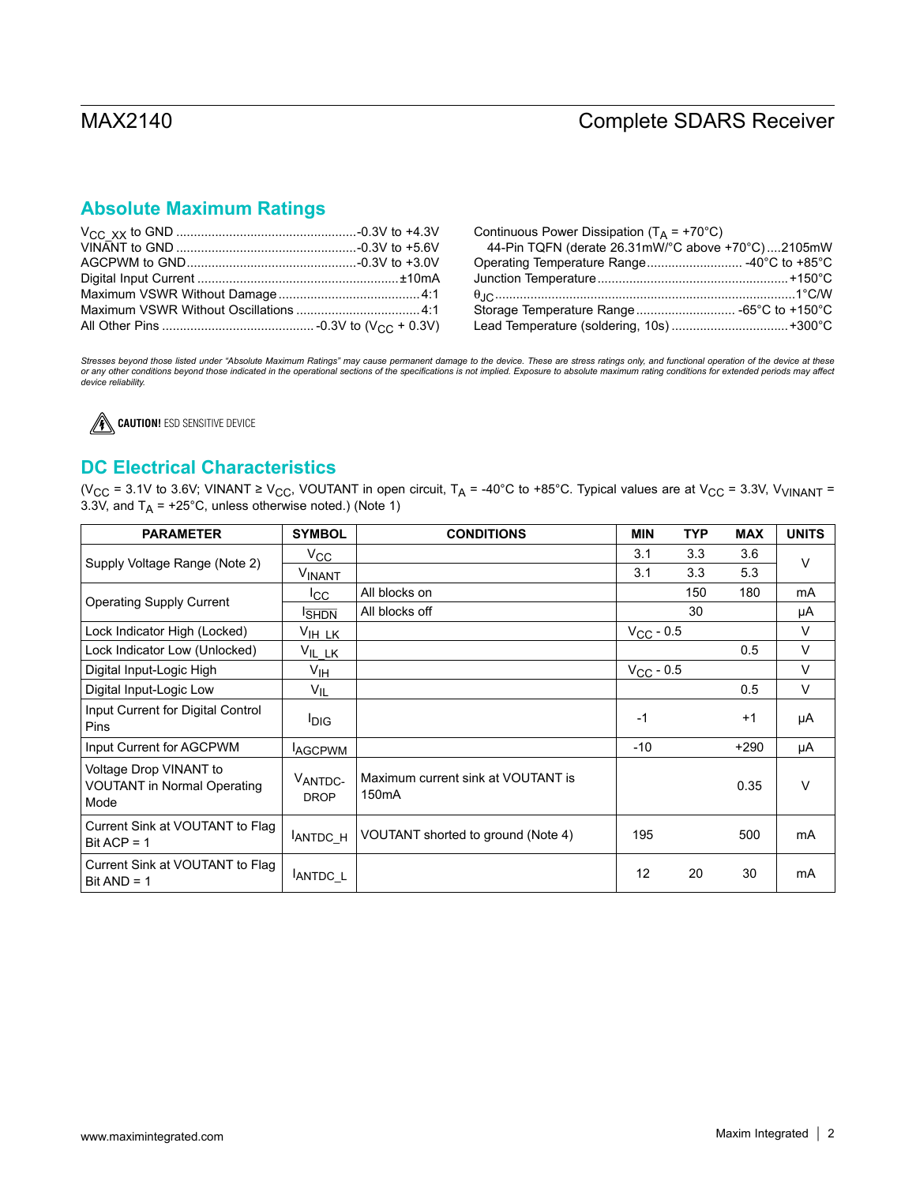## Absolute Maximum Ratings

$V_{CC\_XX}$ to GND ..................................................-0.3V to +4.3V
VINANT to GND ..................................................-0.3V to +5.6V
AGCPWM to GND...............................................-0.3V to +3.0V
Digital Input Current .......................................................±10mA
Maximum VSWR Without Damage.......................................4:1
Maximum VSWR Without Oscillations ..................................4:1
All Other Pins ........................................... -0.3V to ($V_{CC}$ + 0.3V)

Continuous Power Dissipation ($T_A$ = +70°C)
44-Pin TQFN (derate 26.31mW/°C above +70°C)....2105mW
Operating Temperature Range........................... -40°C to +85°C
Junction Temperature.....................................................+150°C
$\theta_{JC}$.....................................................................................1°C/W
Storage Temperature Range............................ -65°C to +150°C
Lead Temperature (soldering, 10s) ................................+300°C

*Stresses beyond those listed under "Absolute Maximum Ratings" may cause permanent damage to the device. These are stress ratings only, and functional operation of the device at these or any other conditions beyond those indicated in the operational sections of the specifications is not implied. Exposure to absolute maximum rating conditions for extended periods may affect device reliability.*

**CAUTION!** ESD SENSITIVE DEVICE

## DC Electrical Characteristics

($V_{CC}$ = 3.1V to 3.6V; VINANT ≥ $V_{CC}$, VOUTANT in open circuit, $T_A$ = -40°C to +85°C. Typical values are at $V_{CC}$ = 3.3V, $V_{VINANT}$ = 3.3V, and $T_A$ = +25°C, unless otherwise noted.) (Note 1)

| PARAMETER | SYMBOL | CONDITIONS | MIN | TYP | MAX | UNITS |
|---|---|---|---|---|---|---|
| Supply Voltage Range (Note 2) | $V_{CC}$ | | 3.1 | 3.3 | 3.6 | V |
| | $V_{INANT}$ | | 3.1 | 3.3 | 5.3 | |
| Operating Supply Current | $I_{CC}$ | All blocks on | | 150 | 180 | mA |
| | $I_{\overline{SHDN}}$ | All blocks off | | 30 | | µA |
| Lock Indicator High (Locked) | $V_{IH\_LK}$ | | $V_{CC}$ - 0.5 | | | V |
| Lock Indicator Low (Unlocked) | $V_{IL\_LK}$ | | | | 0.5 | V |
| Digital Input-Logic High | $V_{IH}$ | | $V_{CC}$ - 0.5 | | | V |
| Digital Input-Logic Low | $V_{IL}$ | | | | 0.5 | V |
| Input Current for Digital Control Pins | $I_{DIG}$ | | -1 | | +1 | µA |
| Input Current for AGCPWM | $I_{AGCPWM}$ | | -10 | | +290 | µA |
| Voltage Drop VINANT to VOUTANT in Normal Operating Mode | $V_{ANTDC-DROP}$ | Maximum current sink at VOUTANT is 150mA | | | 0.35 | V |
| Current Sink at VOUTANT to Flag Bit ACP = 1 | $I_{ANTDC\_H}$ | VOUTANT shorted to ground (Note 4) | 195 | | 500 | mA |
| Current Sink at VOUTANT to Flag Bit AND = 1 | $I_{ANTDC\_L}$ | | 12 | 20 | 30 | mA |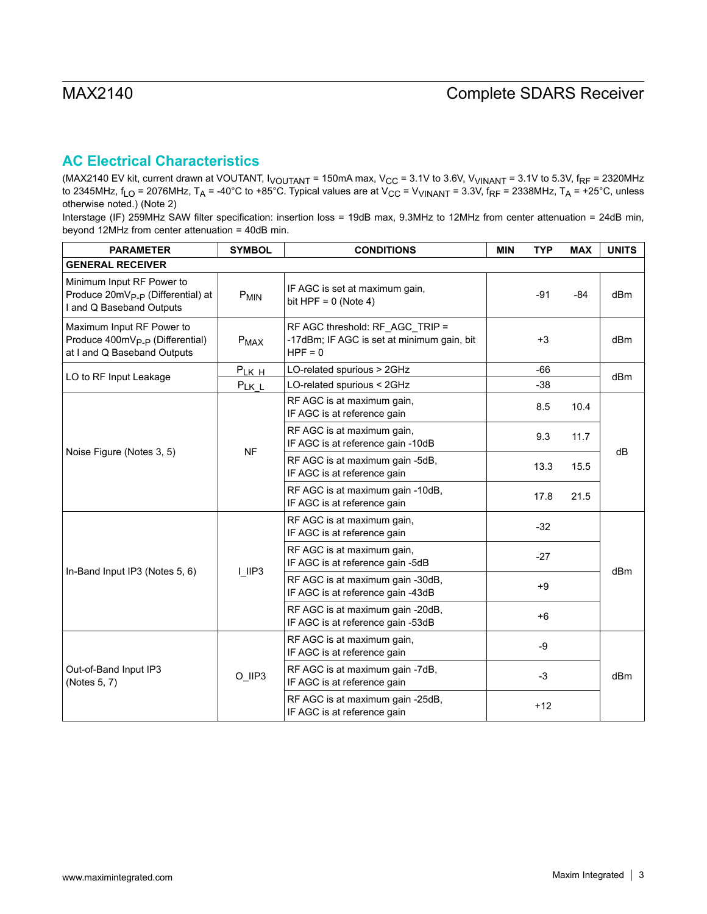## AC Electrical Characteristics

(MAX2140 EV kit, current drawn at VOUTANT, $I_{VOUTANT}$ = 150mA max, $V_{CC}$ = 3.1V to 3.6V, $V_{VINANT}$ = 3.1V to 5.3V, $f_{RF}$ = 2320MHz to 2345MHz, $f_{LO}$ = 2076MHz, $T_A$ = -40°C to +85°C. Typical values are at $V_{CC}$ = $V_{VINANT}$ = 3.3V, $f_{RF}$ = 2338MHz, $T_A$ = +25°C, unless otherwise noted.) (Note 2)

Interstage (IF) 259MHz SAW filter specification: insertion loss = 19dB max, 9.3MHz to 12MHz from center attenuation = 24dB min, beyond 12MHz from center attenuation = 40dB min.

| PARAMETER | SYMBOL | CONDITIONS | MIN | TYP | MAX | UNITS |
|---|---|---|---|---|---|---|
| **GENERAL RECEIVER** | | | | | | |
| Minimum Input RF Power to Produce 20mV$_{P-P}$ (Differential) at I and Q Baseband Outputs | $P_{MIN}$ | IF AGC is set at maximum gain, bit HPF = 0 (Note 4) | | -91 | -84 | dBm |
| Maximum Input RF Power to Produce 400mV$_{P-P}$ (Differential) at I and Q Baseband Outputs | $P_{MAX}$ | RF AGC threshold: RF_AGC_TRIP = -17dBm; IF AGC is set at minimum gain, bit HPF = 0 | | +3 | | dBm |
| LO to RF Input Leakage | $P_{LK\_H}$ | LO-related spurious > 2GHz | | -66 | | dBm |
| | $P_{LK\_L}$ | LO-related spurious < 2GHz | | -38 | | |
| Noise Figure (Notes 3, 5) | NF | RF AGC is at maximum gain, IF AGC is at reference gain | | 8.5 | 10.4 | dB |
| | | RF AGC is at maximum gain, IF AGC is at reference gain -10dB | | 9.3 | 11.7 | |
| | | RF AGC is at maximum gain -5dB, IF AGC is at reference gain | | 13.3 | 15.5 | |
| | | RF AGC is at maximum gain -10dB, IF AGC is at reference gain | | 17.8 | 21.5 | |
| In-Band Input IP3 (Notes 5, 6) | I_IIP3 | RF AGC is at maximum gain, IF AGC is at reference gain | | -32 | | dBm |
| | | RF AGC is at maximum gain, IF AGC is at reference gain -5dB | | -27 | | |
| | | RF AGC is at maximum gain -30dB, IF AGC is at reference gain -43dB | | +9 | | |
| | | RF AGC is at maximum gain -20dB, IF AGC is at reference gain -53dB | | +6 | | |
| Out-of-Band Input IP3 (Notes 5, 7) | O_IIP3 | RF AGC is at maximum gain, IF AGC is at reference gain | | -9 | | dBm |
| | | RF AGC is at maximum gain -7dB, IF AGC is at reference gain | | -3 | | |
| | | RF AGC is at maximum gain -25dB, IF AGC is at reference gain | | +12 | | |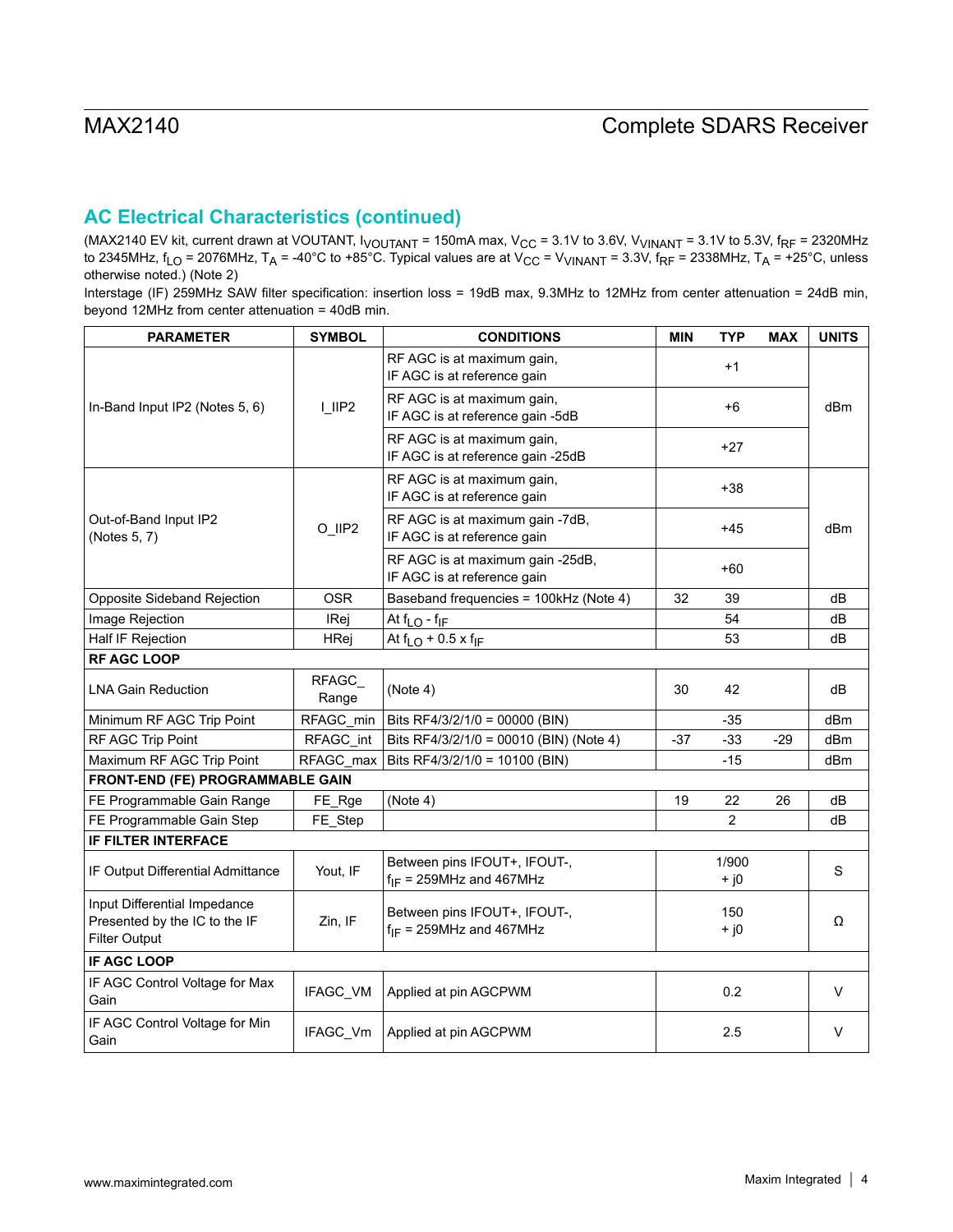## AC Electrical Characteristics (continued)

(MAX2140 EV kit, current drawn at VOUTANT, $I_{VOUTANT}$ = 150mA max, $V_{CC}$ = 3.1V to 3.6V, $V_{VINANT}$ = 3.1V to 5.3V, $f_{RF}$ = 2320MHz to 2345MHz, $f_{LO}$ = 2076MHz, $T_A$ = -40°C to +85°C. Typical values are at $V_{CC}$ = $V_{VINANT}$ = 3.3V, $f_{RF}$ = 2338MHz, $T_A$ = +25°C, unless otherwise noted.) (Note 2)

Interstage (IF) 259MHz SAW filter specification: insertion loss = 19dB max, 9.3MHz to 12MHz from center attenuation = 24dB min, beyond 12MHz from center attenuation = 40dB min.

| PARAMETER | SYMBOL | CONDITIONS | MIN | TYP | MAX | UNITS |
|---|---|---|---|---|---|---|
| In-Band Input IP2 (Notes 5, 6) | I_IIP2 | RF AGC is at maximum gain, IF AGC is at reference gain | | +1 | | dBm |
| | | RF AGC is at maximum gain, IF AGC is at reference gain -5dB | | +6 | | |
| | | RF AGC is at maximum gain, IF AGC is at reference gain -25dB | | +27 | | |
| Out-of-Band Input IP2 (Notes 5, 7) | O_IIP2 | RF AGC is at maximum gain, IF AGC is at reference gain | | +38 | | dBm |
| | | RF AGC is at maximum gain -7dB, IF AGC is at reference gain | | +45 | | |
| | | RF AGC is at maximum gain -25dB, IF AGC is at reference gain | | +60 | | |
| Opposite Sideband Rejection | OSR | Baseband frequencies = 100kHz (Note 4) | 32 | 39 | | dB |
| Image Rejection | IRej | At $f_{LO}$ - $f_{IF}$ | | 54 | | dB |
| Half IF Rejection | HRej | At $f_{LO}$ + 0.5 x $f_{IF}$ | | 53 | | dB |
| **RF AGC LOOP** | | | | | | |
| LNA Gain Reduction | RFAGC_ Range | (Note 4) | 30 | 42 | | dB |
| Minimum RF AGC Trip Point | RFAGC_min | Bits RF4/3/2/1/0 = 00000 (BIN) | | -35 | | dBm |
| RF AGC Trip Point | RFAGC_int | Bits RF4/3/2/1/0 = 00010 (BIN) (Note 4) | -37 | -33 | -29 | dBm |
| Maximum RF AGC Trip Point | RFAGC_max | Bits RF4/3/2/1/0 = 10100 (BIN) | | -15 | | dBm |
| **FRONT-END (FE) PROGRAMMABLE GAIN** | | | | | | |
| FE Programmable Gain Range | FE_Rge | (Note 4) | 19 | 22 | 26 | dB |
| FE Programmable Gain Step | FE_Step | | | 2 | | dB |
| **IF FILTER INTERFACE** | | | | | | |
| IF Output Differential Admittance | Yout, IF | Between pins IFOUT+, IFOUT-, $f_{IF}$ = 259MHz and 467MHz | | 1/900 + j0 | | S |
| Input Differential Impedance Presented by the IC to the IF Filter Output | Zin, IF | Between pins IFOUT+, IFOUT-, $f_{IF}$ = 259MHz and 467MHz | | 150 + j0 | | Ω |
| **IF AGC LOOP** | | | | | | |
| IF AGC Control Voltage for Max Gain | IFAGC_VM | Applied at pin AGCPWM | | 0.2 | | V |
| IF AGC Control Voltage for Min Gain | IFAGC_Vm | Applied at pin AGCPWM | | 2.5 | | V |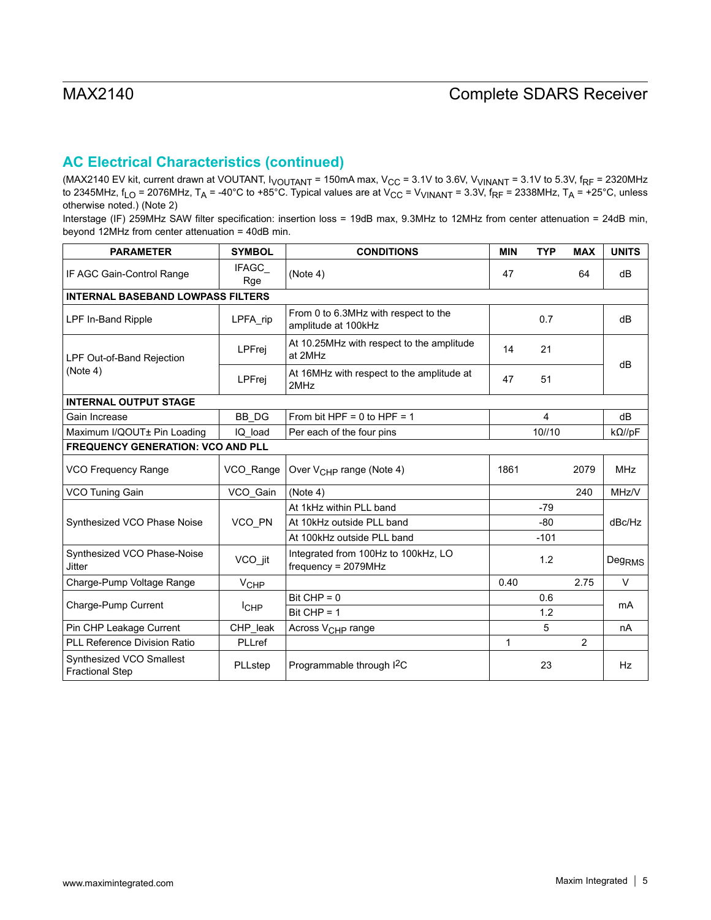## AC Electrical Characteristics (continued)

(MAX2140 EV kit, current drawn at VOUTANT, $I_{VOUTANT}$ = 150mA max, $V_{CC}$ = 3.1V to 3.6V, $V_{VINANT}$ = 3.1V to 5.3V, $f_{RF}$ = 2320MHz to 2345MHz, $f_{LO}$ = 2076MHz, $T_A$ = -40°C to +85°C. Typical values are at $V_{CC}$ = $V_{VINANT}$ = 3.3V, $f_{RF}$ = 2338MHz, $T_A$ = +25°C, unless otherwise noted.) (Note 2)

Interstage (IF) 259MHz SAW filter specification: insertion loss = 19dB max, 9.3MHz to 12MHz from center attenuation = 24dB min, beyond 12MHz from center attenuation = 40dB min.

| PARAMETER | SYMBOL | CONDITIONS | MIN | TYP | MAX | UNITS |
|---|---|---|---|---|---|---|
| IF AGC Gain-Control Range | IFAGC_Rge | (Note 4) | 47 | | 64 | dB |
| **INTERNAL BASEBAND LOWPASS FILTERS** | | | | | | |
| LPF In-Band Ripple | LPFA_rip | From 0 to 6.3MHz with respect to the amplitude at 100kHz | | 0.7 | | dB |
| LPF Out-of-Band Rejection (Note 4) | LPFrej | At 10.25MHz with respect to the amplitude at 2MHz | 14 | 21 | | dB |
| | LPFrej | At 16MHz with respect to the amplitude at 2MHz | 47 | 51 | | |
| **INTERNAL OUTPUT STAGE** | | | | | | |
| Gain Increase | BB_DG | From bit HPF = 0 to HPF = 1 | | 4 | | dB |
| Maximum I/QOUT± Pin Loading | IQ_load | Per each of the four pins | | 10//10 | | kΩ//pF |
| **FREQUENCY GENERATION: VCO AND PLL** | | | | | | |
| VCO Frequency Range | VCO_Range | Over $V_{CHP}$ range (Note 4) | 1861 | | 2079 | MHz |
| VCO Tuning Gain | VCO_Gain | (Note 4) | | | 240 | MHz/V |
| Synthesized VCO Phase Noise | VCO_PN | At 1kHz within PLL band | | -79 | | dBc/Hz |
| | | At 10kHz outside PLL band | | -80 | | |
| | | At 100kHz outside PLL band | | -101 | | |
| Synthesized VCO Phase-Noise Jitter | VCO_jit | Integrated from 100Hz to 100kHz, LO frequency = 2079MHz | | 1.2 | | $Deg_{RMS}$ |
| Charge-Pump Voltage Range | $V_{CHP}$ | | 0.40 | | 2.75 | V |
| Charge-Pump Current | $I_{CHP}$ | Bit CHP = 0 | | 0.6 | | mA |
| | | Bit CHP = 1 | | 1.2 | | |
| Pin CHP Leakage Current | CHP_leak | Across $V_{CHP}$ range | | 5 | | nA |
| PLL Reference Division Ratio | PLLref | | 1 | | 2 | |
| Synthesized VCO Smallest Fractional Step | PLLstep | Programmable through I2C | | 23 | | Hz |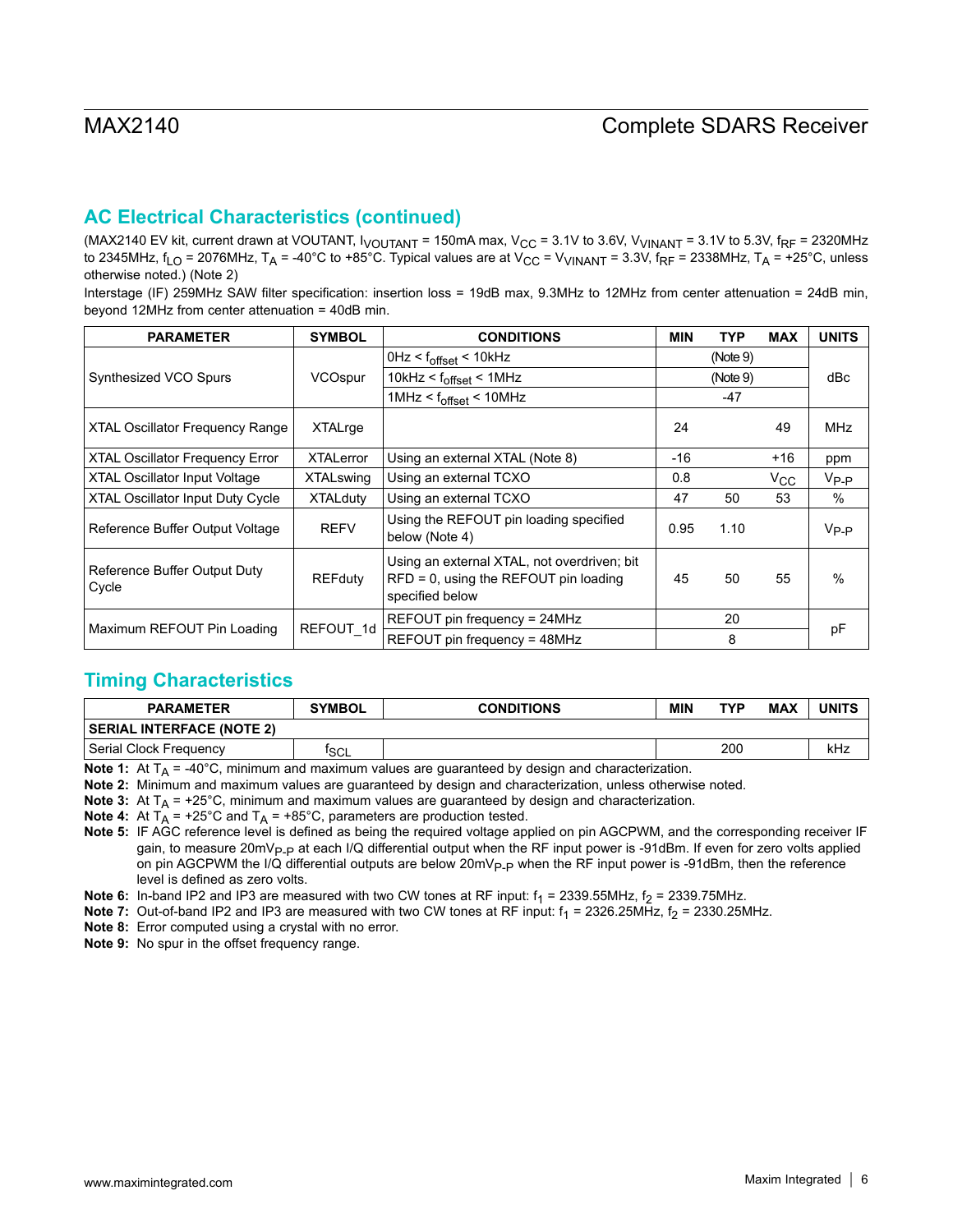## AC Electrical Characteristics (continued)

(MAX2140 EV kit, current drawn at VOUTANT, $I_{VOUTANT}$ = 150mA max, $V_{CC}$ = 3.1V to 3.6V, $V_{VINANT}$ = 3.1V to 5.3V, $f_{RF}$ = 2320MHz to 2345MHz, $f_{LO}$ = 2076MHz, $T_A$ = -40°C to +85°C. Typical values are at $V_{CC}$ = $V_{VINANT}$ = 3.3V, $f_{RF}$ = 2338MHz, $T_A$ = +25°C, unless otherwise noted.) (Note 2)

Interstage (IF) 259MHz SAW filter specification: insertion loss = 19dB max, 9.3MHz to 12MHz from center attenuation = 24dB min, beyond 12MHz from center attenuation = 40dB min.

| PARAMETER | SYMBOL | CONDITIONS | MIN | TYP | MAX | UNITS |
|---|---|---|---|---|---|---|
| Synthesized VCO Spurs | VCOspur | 0Hz < $f_{offset}$ < 10kHz | | (Note 9) | | dBc |
| | | 10kHz < $f_{offset}$ < 1MHz | | (Note 9) | | |
| | | 1MHz < $f_{offset}$ < 10MHz | | -47 | | |
| XTAL Oscillator Frequency Range | XTALrge | | 24 | | 49 | MHz |
| XTAL Oscillator Frequency Error | XTALerror | Using an external XTAL (Note 8) | -16 | | +16 | ppm |
| XTAL Oscillator Input Voltage | XTALswing | Using an external TCXO | 0.8 | | $V_{CC}$ | $V_{P-P}$ |
| XTAL Oscillator Input Duty Cycle | XTALduty | Using an external TCXO | 47 | 50 | 53 | % |
| Reference Buffer Output Voltage | REFV | Using the REFOUT pin loading specified below (Note 4) | 0.95 | 1.10 | | $V_{P-P}$ |
| Reference Buffer Output Duty Cycle | REFduty | Using an external XTAL, not overdriven; bit RFD = 0, using the REFOUT pin loading specified below | 45 | 50 | 55 | % |
| Maximum REFOUT Pin Loading | REFOUT_1d | REFOUT pin frequency = 24MHz | | 20 | | pF |
| | | REFOUT pin frequency = 48MHz | | 8 | | |

## Timing Characteristics

| PARAMETER | SYMBOL | CONDITIONS | MIN | TYP | MAX | UNITS |
|---|---|---|---|---|---|---|
| **SERIAL INTERFACE (NOTE 2)** | | | | | | |
| Serial Clock Frequency | $f_{SCL}$ | | | 200 | | kHz |

**Note 1:** At $T_A$ = -40°C, minimum and maximum values are guaranteed by design and characterization.

**Note 2:** Minimum and maximum values are guaranteed by design and characterization, unless otherwise noted.

**Note 3:** At $T_A$ = +25°C, minimum and maximum values are guaranteed by design and characterization.

**Note 4:** At $T_A$ = +25°C and $T_A$ = +85°C, parameters are production tested.

**Note 5:** IF AGC reference level is defined as being the required voltage applied on pin AGCPWM, and the corresponding receiver IF gain, to measure $20mV_{P-P}$ at each I/Q differential output when the RF input power is -91dBm. If even for zero volts applied on pin AGCPWM the I/Q differential outputs are below $20mV_{P-P}$ when the RF input power is -91dBm, then the reference level is defined as zero volts.

**Note 6:** In-band IP2 and IP3 are measured with two CW tones at RF input: $f_1$ = 2339.55MHz, $f_2$ = 2339.75MHz.

**Note 7:** Out-of-band IP2 and IP3 are measured with two CW tones at RF input: $f_1$ = 2326.25MHz, $f_2$ = 2330.25MHz.

**Note 8:** Error computed using a crystal with no error.

**Note 9:** No spur in the offset frequency range.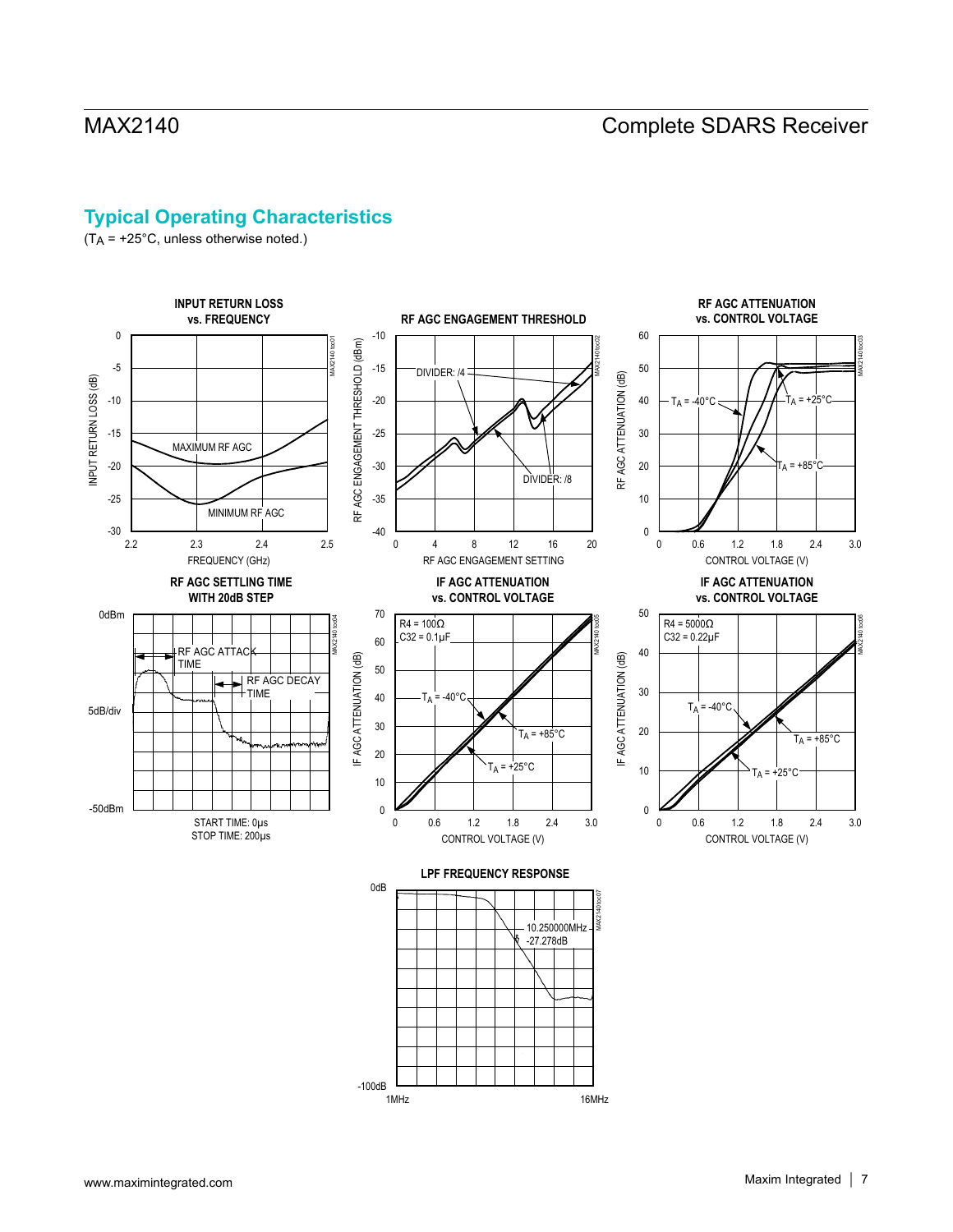## Typical Operating Characteristics

($T_A$ = +25°C, unless otherwise noted.)

**INPUT RETURN LOSS vs. FREQUENCY**

INPUT RETURN LOSS (dB): 0, -5, -10, -15, -20, -25, -30

FREQUENCY (GHz): 2.2, 2.3, 2.4, 2.5

MAXIMUM RF AGC

MINIMUM RF AGC

**RF AGC ENGAGEMENT THRESHOLD**

RF AGC ENGAGEMENT THRESHOLD (dBm): -10, -15, -20, -25, -30, -35, -40

RF AGC ENGAGEMENT SETTING: 0, 4, 8, 12, 16, 20

DIVIDER: /4

DIVIDER: /8

**RF AGC ATTENUATION vs. CONTROL VOLTAGE**

RF AGC ATTENUATION (dB): 0, 10, 20, 30, 40, 50, 60

CONTROL VOLTAGE (V): 0, 0.6, 1.2, 1.8, 2.4, 3.0

$T_A$ = -40°C

$T_A$ = +25°C

$T_A$ = +85°C

**RF AGC SETTLING TIME WITH 20dB STEP**

0dBm

5dB/div

-50dBm

RF AGC ATTACK TIME

RF AGC DECAY TIME

START TIME: 0µs
STOP TIME: 200µs

**IF AGC ATTENUATION vs. CONTROL VOLTAGE**

R4 = 100Ω
C32 = 0.1µF

IF AGC ATTENUATION (dB): 0, 10, 20, 30, 40, 50, 60, 70

CONTROL VOLTAGE (V): 0, 0.6, 1.2, 1.8, 2.4, 3.0

$T_A$ = -40°C

$T_A$ = +85°C

$T_A$ = +25°C

**IF AGC ATTENUATION vs. CONTROL VOLTAGE**

R4 = 5000Ω
C32 = 0.22µF

IF AGC ATTENUATION (dB): 0, 10, 20, 30, 40, 50

CONTROL VOLTAGE (V): 0, 0.6, 1.2, 1.8, 2.4, 3.0

$T_A$ = -40°C

$T_A$ = +85°C

$T_A$ = +25°C

**LPF FREQUENCY RESPONSE**

0dB

-100dB

1MHz

16MHz

10.250000MHz
-27.278dB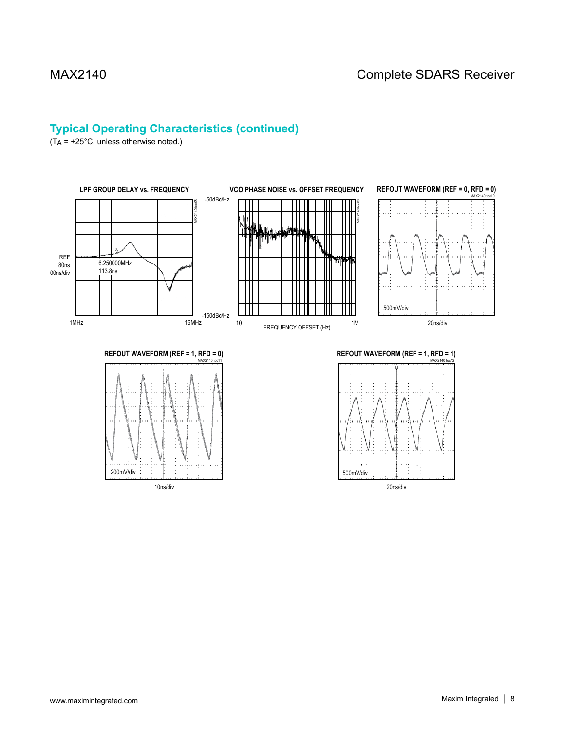## Typical Operating Characteristics (continued)

($T_A$ = +25°C, unless otherwise noted.)

**LPF GROUP DELAY vs. FREQUENCY**

MAX2140 toc08

REF 80ns 00ns/div

6.250000MHz
113.8ns

1MHz 16MHz

**VCO PHASE NOISE vs. OFFSET FREQUENCY**

MAX2140 toc09

-50dBc/Hz

-150dBc/Hz

10 FREQUENCY OFFSET (Hz) 1M

**REFOUT WAVEFORM (REF = 0, RFD = 0)**

MAX2140 toc10

500mV/div

20ns/div

**REFOUT WAVEFORM (REF = 1, RFD = 0)**

MAX2140 toc11

200mV/div

10ns/div

**REFOUT WAVEFORM (REF = 1, RFD = 1)**

MAX2140 toc12

500mV/div

20ns/div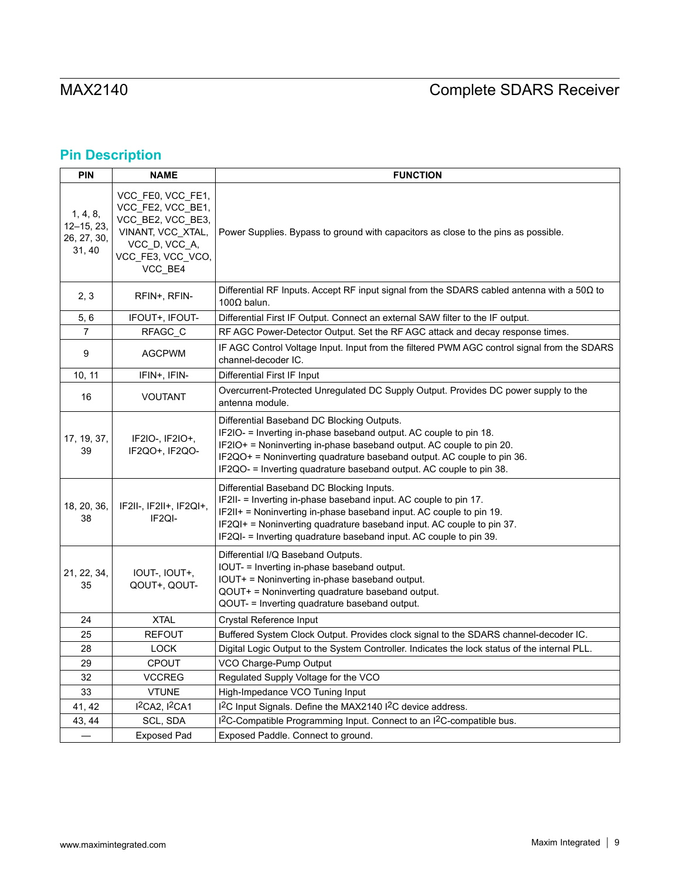## Pin Description

| PIN | NAME | FUNCTION |
| --- | --- | --- |
| 1, 4, 8, 12–15, 23, 26, 27, 30, 31, 40 | VCC_FE0, VCC_FE1, VCC_FE2, VCC_BE1, VCC_BE2, VCC_BE3, VINANT, VCC_XTAL, VCC_D, VCC_A, VCC_FE3, VCC_VCO, VCC_BE4 | Power Supplies. Bypass to ground with capacitors as close to the pins as possible. |
| 2, 3 | RFIN+, RFIN- | Differential RF Inputs. Accept RF input signal from the SDARS cabled antenna with a 50Ω to 100Ω balun. |
| 5, 6 | IFOUT+, IFOUT- | Differential First IF Output. Connect an external SAW filter to the IF output. |
| 7 | RFAGC_C | RF AGC Power-Detector Output. Set the RF AGC attack and decay response times. |
| 9 | AGCPWM | IF AGC Control Voltage Input. Input from the filtered PWM AGC control signal from the SDARS channel-decoder IC. |
| 10, 11 | IFIN+, IFIN- | Differential First IF Input |
| 16 | VOUTANT | Overcurrent-Protected Unregulated DC Supply Output. Provides DC power supply to the antenna module. |
| 17, 19, 37, 39 | IF2IO-, IF2IO+, IF2QO+, IF2QO- | Differential Baseband DC Blocking Outputs.<br>IF2IO- = Inverting in-phase baseband output. AC couple to pin 18.<br>IF2IO+ = Noninverting in-phase baseband output. AC couple to pin 20.<br>IF2QO+ = Noninverting quadrature baseband output. AC couple to pin 36.<br>IF2QO- = Inverting quadrature baseband output. AC couple to pin 38. |
| 18, 20, 36, 38 | IF2II-, IF2II+, IF2QI+, IF2QI- | Differential Baseband DC Blocking Inputs.<br>IF2II- = Inverting in-phase baseband input. AC couple to pin 17.<br>IF2II+ = Noninverting in-phase baseband input. AC couple to pin 19.<br>IF2QI+ = Noninverting quadrature baseband input. AC couple to pin 37.<br>IF2QI- = Inverting quadrature baseband input. AC couple to pin 39. |
| 21, 22, 34, 35 | IOUT-, IOUT+, QOUT+, QOUT- | Differential I/Q Baseband Outputs.<br>IOUT- = Inverting in-phase baseband output.<br>IOUT+ = Noninverting in-phase baseband output.<br>QOUT+ = Noninverting quadrature baseband output.<br>QOUT- = Inverting quadrature baseband output. |
| 24 | XTAL | Crystal Reference Input |
| 25 | REFOUT | Buffered System Clock Output. Provides clock signal to the SDARS channel-decoder IC. |
| 28 | LOCK | Digital Logic Output to the System Controller. Indicates the lock status of the internal PLL. |
| 29 | CPOUT | VCO Charge-Pump Output |
| 32 | VCCREG | Regulated Supply Voltage for the VCO |
| 33 | VTUNE | High-Impedance VCO Tuning Input |
| 41, 42 | I²CA2, I²CA1 | I²C Input Signals. Define the MAX2140 I²C device address. |
| 43, 44 | SCL, SDA | I²C-Compatible Programming Input. Connect to an I²C-compatible bus. |
| — | Exposed Pad | Exposed Paddle. Connect to ground. |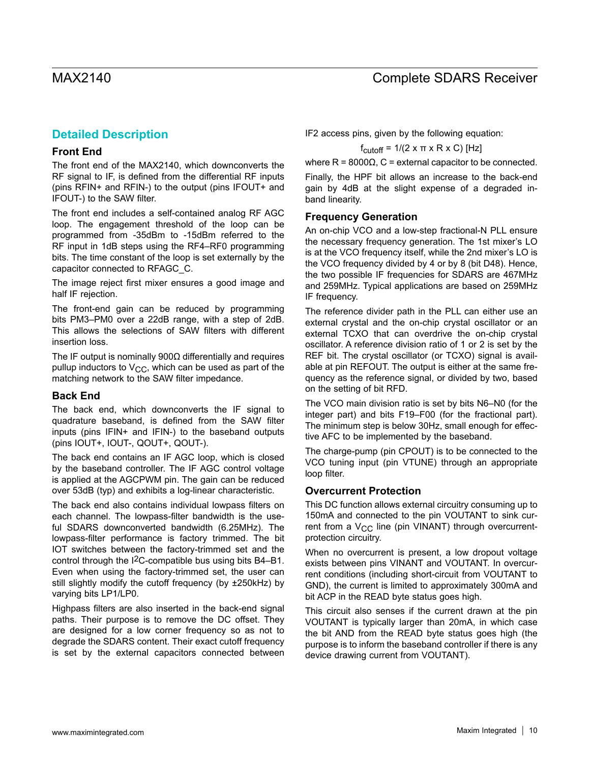## Detailed Description

### Front End

The front end of the MAX2140, which downconverts the RF signal to IF, is defined from the differential RF inputs (pins RFIN+ and RFIN-) to the output (pins IFOUT+ and IFOUT-) to the SAW filter.

The front end includes a self-contained analog RF AGC loop. The engagement threshold of the loop can be programmed from -35dBm to -15dBm referred to the RF input in 1dB steps using the RF4–RF0 programming bits. The time constant of the loop is set externally by the capacitor connected to RFAGC_C.

The image reject first mixer ensures a good image and half IF rejection.

The front-end gain can be reduced by programming bits PM3–PM0 over a 22dB range, with a step of 2dB. This allows the selections of SAW filters with different insertion loss.

The IF output is nominally 900Ω differentially and requires pullup inductors to $V_{CC}$, which can be used as part of the matching network to the SAW filter impedance.

### Back End

The back end, which downconverts the IF signal to quadrature baseband, is defined from the SAW filter inputs (pins IFIN+ and IFIN-) to the baseband outputs (pins IOUT+, IOUT-, QOUT+, QOUT-).

The back end contains an IF AGC loop, which is closed by the baseband controller. The IF AGC control voltage is applied at the AGCPWM pin. The gain can be reduced over 53dB (typ) and exhibits a log-linear characteristic.

The back end also contains individual lowpass filters on each channel. The lowpass-filter bandwidth is the useful SDARS downconverted bandwidth (6.25MHz). The lowpass-filter performance is factory trimmed. The bit IOT switches between the factory-trimmed set and the control through the I2C-compatible bus using bits B4–B1. Even when using the factory-trimmed set, the user can still slightly modify the cutoff frequency (by ±250kHz) by varying bits LP1/LP0.

Highpass filters are also inserted in the back-end signal paths. Their purpose is to remove the DC offset. They are designed for a low corner frequency so as not to degrade the SDARS content. Their exact cutoff frequency is set by the external capacitors connected between IF2 access pins, given by the following equation:

$$f_{cutoff} = 1/(2 \times \pi \times R \times C) \text{ [Hz]}$$

where R = 8000Ω, C = external capacitor to be connected.

Finally, the HPF bit allows an increase to the back-end gain by 4dB at the slight expense of a degraded in-band linearity.

### Frequency Generation

An on-chip VCO and a low-step fractional-N PLL ensure the necessary frequency generation. The 1st mixer's LO is at the VCO frequency itself, while the 2nd mixer's LO is the VCO frequency divided by 4 or by 8 (bit D48). Hence, the two possible IF frequencies for SDARS are 467MHz and 259MHz. Typical applications are based on 259MHz IF frequency.

The reference divider path in the PLL can either use an external crystal and the on-chip crystal oscillator or an external TCXO that can overdrive the on-chip crystal oscillator. A reference division ratio of 1 or 2 is set by the REF bit. The crystal oscillator (or TCXO) signal is available at pin REFOUT. The output is either at the same frequency as the reference signal, or divided by two, based on the setting of bit RFD.

The VCO main division ratio is set by bits N6–N0 (for the integer part) and bits F19–F00 (for the fractional part). The minimum step is below 30Hz, small enough for effective AFC to be implemented by the baseband.

The charge-pump (pin CPOUT) is to be connected to the VCO tuning input (pin VTUNE) through an appropriate loop filter.

### Overcurrent Protection

This DC function allows external circuitry consuming up to 150mA and connected to the pin VOUTANT to sink current from a $V_{CC}$ line (pin VINANT) through overcurrent-protection circuitry.

When no overcurrent is present, a low dropout voltage exists between pins VINANT and VOUTANT. In overcurrent conditions (including short-circuit from VOUTANT to GND), the current is limited to approximately 300mA and bit ACP in the READ byte status goes high.

This circuit also senses if the current drawn at the pin VOUTANT is typically larger than 20mA, in which case the bit AND from the READ byte status goes high (the purpose is to inform the baseband controller if there is any device drawing current from VOUTANT).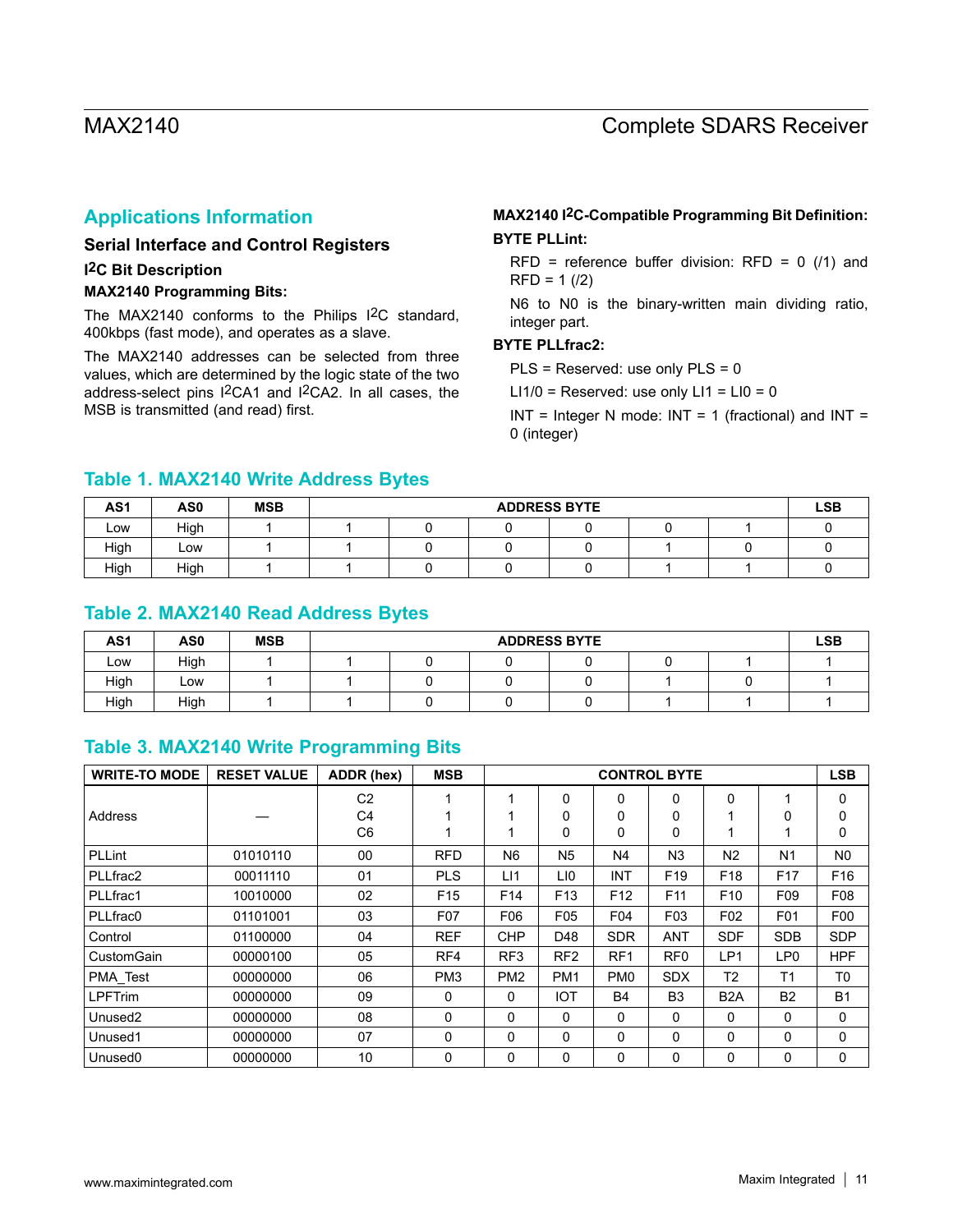## Applications Information

### Serial Interface and Control Registers

#### I2C Bit Description

**MAX2140 Programming Bits:**

The MAX2140 conforms to the Philips I2C standard, 400kbps (fast mode), and operates as a slave.

The MAX2140 addresses can be selected from three values, which are determined by the logic state of the two address-select pins I2CA1 and I2CA2. In all cases, the MSB is transmitted (and read) first.

**MAX2140 I2C-Compatible Programming Bit Definition:**

**BYTE PLLint:**

RFD = reference buffer division: RFD = 0 (/1) and RFD = 1 (/2)

N6 to N0 is the binary-written main dividing ratio, integer part.

**BYTE PLLfrac2:**

PLS = Reserved: use only PLS = 0

LI1/0 = Reserved: use only LI1 = LI0 = 0

INT = Integer N mode: INT = 1 (fractional) and INT = 0 (integer)

### Table 1. MAX2140 Write Address Bytes

| AS1 | AS0 | MSB | ADDRESS BYTE | | | | | | LSB |
|---|---|---|---|---|---|---|---|---|---|
| Low | High | 1 | 1 | 0 | 0 | 0 | 0 | 1 | 0 |
| High | Low | 1 | 1 | 0 | 0 | 0 | 1 | 0 | 0 |
| High | High | 1 | 1 | 0 | 0 | 0 | 1 | 1 | 0 |

### Table 2. MAX2140 Read Address Bytes

| AS1 | AS0 | MSB | ADDRESS BYTE | | | | | | LSB |
|---|---|---|---|---|---|---|---|---|---|
| Low | High | 1 | 1 | 0 | 0 | 0 | 0 | 1 | 1 |
| High | Low | 1 | 1 | 0 | 0 | 0 | 1 | 0 | 1 |
| High | High | 1 | 1 | 0 | 0 | 0 | 1 | 1 | 1 |

### Table 3. MAX2140 Write Programming Bits

| WRITE-TO MODE | RESET VALUE | ADDR (hex) | MSB | CONTROL BYTE | | | | | | LSB |
|---|---|---|---|---|---|---|---|---|---|---|
| Address | — | C2<br>C4<br>C6 | 1<br>1<br>1 | 1<br>1<br>1 | 0<br>0<br>0 | 0<br>0<br>0 | 0<br>0<br>0 | 0<br>1<br>1 | 1<br>0<br>1 | 0<br>0<br>0 |
| PLLint | 01010110 | 00 | RFD | N6 | N5 | N4 | N3 | N2 | N1 | N0 |
| PLLfrac2 | 00011110 | 01 | PLS | LI1 | LI0 | INT | F19 | F18 | F17 | F16 |
| PLLfrac1 | 10010000 | 02 | F15 | F14 | F13 | F12 | F11 | F10 | F09 | F08 |
| PLLfrac0 | 01101001 | 03 | F07 | F06 | F05 | F04 | F03 | F02 | F01 | F00 |
| Control | 01100000 | 04 | REF | CHP | D48 | SDR | ANT | SDF | SDB | SDP |
| CustomGain | 00000100 | 05 | RF4 | RF3 | RF2 | RF1 | RF0 | LP1 | LP0 | HPF |
| PMA_Test | 00000000 | 06 | PM3 | PM2 | PM1 | PM0 | SDX | T2 | T1 | T0 |
| LPFTrim | 00000000 | 09 | 0 | 0 | IOT | B4 | B3 | B2A | B2 | B1 |
| Unused2 | 00000000 | 08 | 0 | 0 | 0 | 0 | 0 | 0 | 0 | 0 |
| Unused1 | 00000000 | 07 | 0 | 0 | 0 | 0 | 0 | 0 | 0 | 0 |
| Unused0 | 00000000 | 10 | 0 | 0 | 0 | 0 | 0 | 0 | 0 | 0 |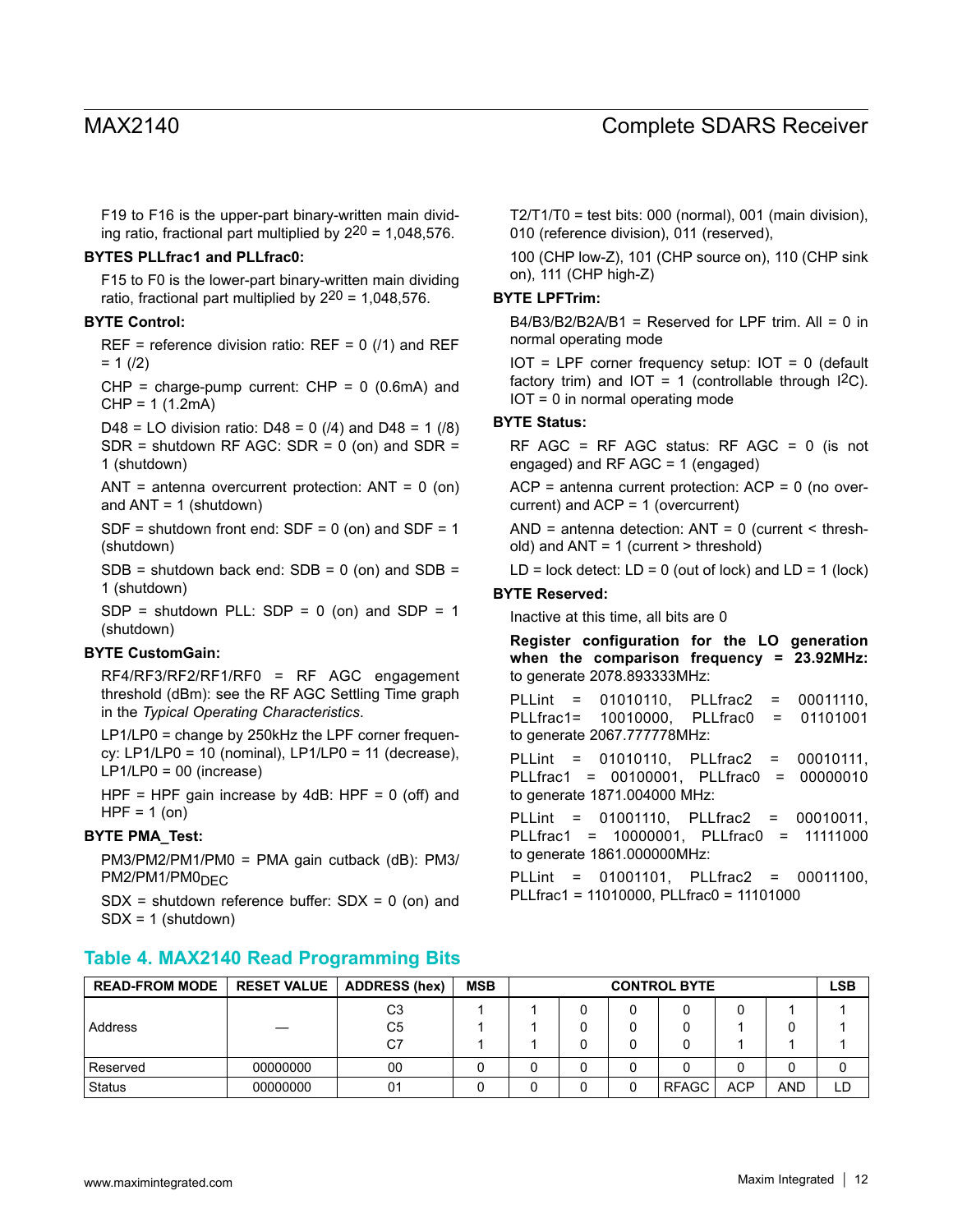F19 to F16 is the upper-part binary-written main dividing ratio, fractional part multiplied by $2^{20}$ = 1,048,576.

**BYTES PLLfrac1 and PLLfrac0:**

F15 to F0 is the lower-part binary-written main dividing ratio, fractional part multiplied by $2^{20}$ = 1,048,576.

**BYTE Control:**

REF = reference division ratio: REF = 0 (/1) and REF = 1 (/2)

CHP = charge-pump current: CHP = 0 (0.6mA) and CHP = 1 (1.2mA)

D48 = LO division ratio: D48 = 0 (/4) and D48 = 1 (/8) SDR = shutdown RF AGC: SDR = 0 (on) and SDR = 1 (shutdown)

ANT = antenna overcurrent protection: ANT = 0 (on) and ANT = 1 (shutdown)

SDF = shutdown front end: SDF = 0 (on) and SDF = 1 (shutdown)

SDB = shutdown back end: SDB = 0 (on) and SDB = 1 (shutdown)

SDP = shutdown PLL: SDP = 0 (on) and SDP = 1 (shutdown)

**BYTE CustomGain:**

RF4/RF3/RF2/RF1/RF0 = RF AGC engagement threshold (dBm): see the RF AGC Settling Time graph in the *Typical Operating Characteristics*.

LP1/LP0 = change by 250kHz the LPF corner frequency: LP1/LP0 = 10 (nominal), LP1/LP0 = 11 (decrease), LP1/LP0 = 00 (increase)

HPF = HPF gain increase by 4dB: HPF = 0 (off) and HPF = 1 (on)

**BYTE PMA_Test:**

PM3/PM2/PM1/PM0 = PMA gain cutback (dB): PM3/PM2/PM1/$PM0_{DEC}$

SDX = shutdown reference buffer: SDX = 0 (on) and SDX = 1 (shutdown)

T2/T1/T0 = test bits: 000 (normal), 001 (main division), 010 (reference division), 011 (reserved),

100 (CHP low-Z), 101 (CHP source on), 110 (CHP sink on), 111 (CHP high-Z)

**BYTE LPFTrim:**

B4/B3/B2/B2A/B1 = Reserved for LPF trim. All = 0 in normal operating mode

IOT = LPF corner frequency setup: IOT = 0 (default factory trim) and IOT = 1 (controllable through I2C). IOT = 0 in normal operating mode

**BYTE Status:**

RF AGC = RF AGC status: RF AGC = 0 (is not engaged) and RF AGC = 1 (engaged)

ACP = antenna current protection: ACP = 0 (no overcurrent) and ACP = 1 (overcurrent)

AND = antenna detection: ANT = 0 (current < threshold) and ANT = 1 (current > threshold)

LD = lock detect: LD = 0 (out of lock) and LD = 1 (lock)

**BYTE Reserved:**

Inactive at this time, all bits are 0

**Register configuration for the LO generation when the comparison frequency = 23.92MHz:** to generate 2078.893333MHz:

PLLint = 01010110, PLLfrac2 = 00011110, PLLfrac1= 10010000, PLLfrac0 = 01101001 to generate 2067.777778MHz:

PLLint = 01010110, PLLfrac2 = 00010111, PLLfrac1 = 00100001, PLLfrac0 = 00000010 to generate 1871.004000 MHz:

PLLint = 01001110, PLLfrac2 = 00010011, PLLfrac1 = 10000001, PLLfrac0 = 11111000 to generate 1861.000000MHz:

PLLint = 01001101, PLLfrac2 = 00011100, PLLfrac1 = 11010000, PLLfrac0 = 11101000

## Table 4. MAX2140 Read Programming Bits

| READ-FROM MODE | RESET VALUE | ADDRESS (hex) | MSB | CONTROL BYTE | | | | | | LSB |
|---|---|---|---|---|---|---|---|---|---|---|
| Address | — | C3<br>C5<br>C7 | 1<br>1<br>1 | 1<br>1<br>1 | 0<br>0<br>0 | 0<br>0<br>0 | 0<br>0<br>0 | 0<br>1<br>1 | 1<br>0<br>1 | 1<br>1<br>1 |
| Reserved | 00000000 | 00 | 0 | 0 | 0 | 0 | 0 | 0 | 0 | 0 |
| Status | 00000000 | 01 | 0 | 0 | 0 | 0 | RFAGC | ACP | AND | LD |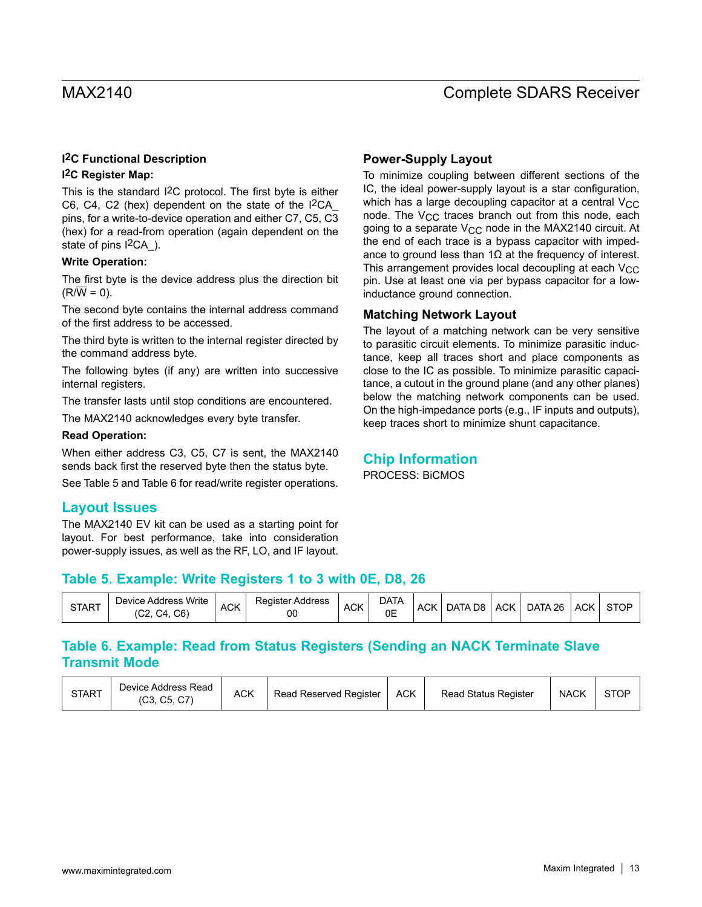## I2C Functional Description

### I2C Register Map:

This is the standard I2C protocol. The first byte is either C6, C4, C2 (hex) dependent on the state of the I2CA_ pins, for a write-to-device operation and either C7, C5, C3 (hex) for a read-from operation (again dependent on the state of pins I2CA_).

**Write Operation:**

The first byte is the device address plus the direction bit ($R/\overline{W}$ = 0).

The second byte contains the internal address command of the first address to be accessed.

The third byte is written to the internal register directed by the command address byte.

The following bytes (if any) are written into successive internal registers.

The transfer lasts until stop conditions are encountered.

The MAX2140 acknowledges every byte transfer.

**Read Operation:**

When either address C3, C5, C7 is sent, the MAX2140 sends back first the reserved byte then the status byte.

See Table 5 and Table 6 for read/write register operations.

## Layout Issues

The MAX2140 EV kit can be used as a starting point for layout. For best performance, take into consideration power-supply issues, as well as the RF, LO, and IF layout.

### Power-Supply Layout

To minimize coupling between different sections of the IC, the ideal power-supply layout is a star configuration, which has a large decoupling capacitor at a central $V_{CC}$ node. The $V_{CC}$ traces branch out from this node, each going to a separate $V_{CC}$ node in the MAX2140 circuit. At the end of each trace is a bypass capacitor with impedance to ground less than 1Ω at the frequency of interest. This arrangement provides local decoupling at each $V_{CC}$ pin. Use at least one via per bypass capacitor for a low-inductance ground connection.

### Matching Network Layout

The layout of a matching network can be very sensitive to parasitic circuit elements. To minimize parasitic inductance, keep all traces short and place components as close to the IC as possible. To minimize parasitic capacitance, a cutout in the ground plane (and any other planes) below the matching network components can be used. On the high-impedance ports (e.g., IF inputs and outputs), keep traces short to minimize shunt capacitance.

## Chip Information

PROCESS: BiCMOS

## Table 5. Example: Write Registers 1 to 3 with 0E, D8, 26

| START | Device Address Write (C2, C4, C6) | ACK | Register Address 00 | ACK | DATA 0E | ACK | DATA D8 | ACK | DATA 26 | ACK | STOP |
|---|---|---|---|---|---|---|---|---|---|---|---|

## Table 6. Example: Read from Status Registers (Sending an NACK Terminate Slave Transmit Mode

| START | Device Address Read (C3, C5, C7) | ACK | Read Reserved Register | ACK | Read Status Register | NACK | STOP |
|---|---|---|---|---|---|---|---|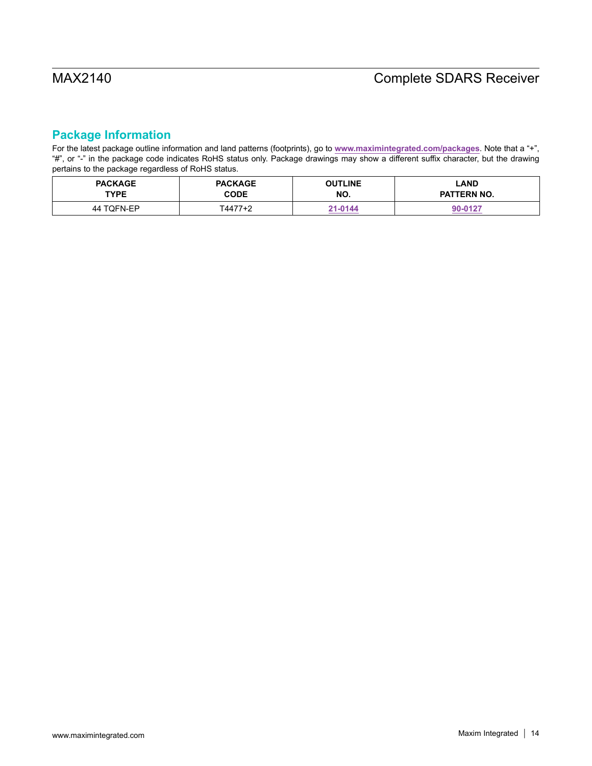## Package Information

For the latest package outline information and land patterns (footprints), go to **www.maximintegrated.com/packages**. Note that a "+", "#", or "-" in the package code indicates RoHS status only. Package drawings may show a different suffix character, but the drawing pertains to the package regardless of RoHS status.

| PACKAGE TYPE | PACKAGE CODE | OUTLINE NO. | LAND PATTERN NO. |
|---|---|---|---|
| 44 TQFN-EP | T4477+2 | 21-0144 | 90-0127 |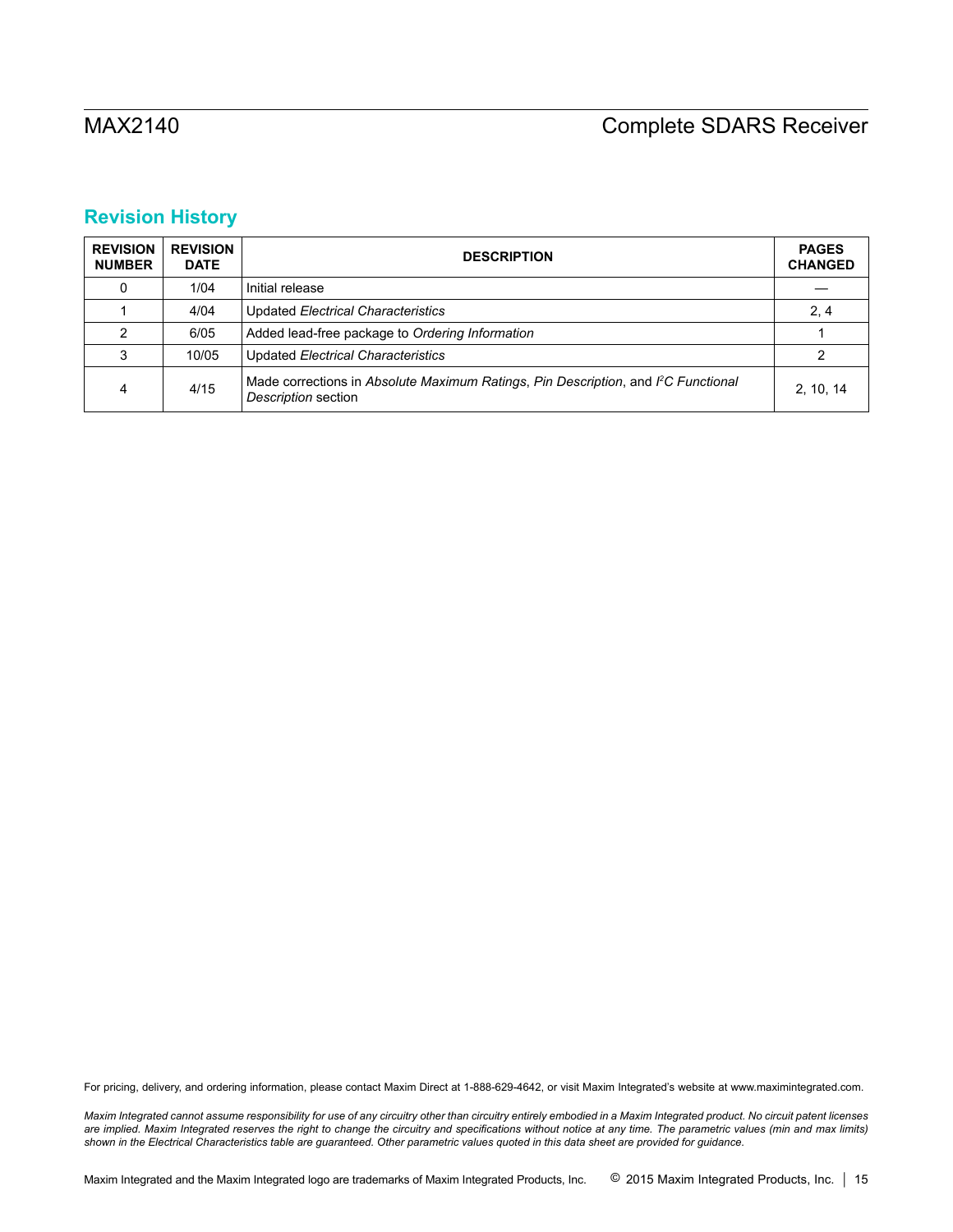## Revision History

| REVISION NUMBER | REVISION DATE | DESCRIPTION | PAGES CHANGED |
|---|---|---|---|
| 0 | 1/04 | Initial release | — |
| 1 | 4/04 | Updated *Electrical Characteristics* | 2, 4 |
| 2 | 6/05 | Added lead-free package to *Ordering Information* | 1 |
| 3 | 10/05 | Updated *Electrical Characteristics* | 2 |
| 4 | 4/15 | Made corrections in *Absolute Maximum Ratings*, *Pin Description*, and *$I^2C$ Functional Description* section | 2, 10, 14 |

For pricing, delivery, and ordering information, please contact Maxim Direct at 1-888-629-4642, or visit Maxim Integrated's website at www.maximintegrated.com.

*Maxim Integrated cannot assume responsibility for use of any circuitry other than circuitry entirely embodied in a Maxim Integrated product. No circuit patent licenses are implied. Maxim Integrated reserves the right to change the circuitry and specifications without notice at any time. The parametric values (min and max limits) shown in the Electrical Characteristics table are guaranteed. Other parametric values quoted in this data sheet are provided for guidance.*

Maxim Integrated and the Maxim Integrated logo are trademarks of Maxim Integrated Products, Inc. © 2015 Maxim Integrated Products, Inc.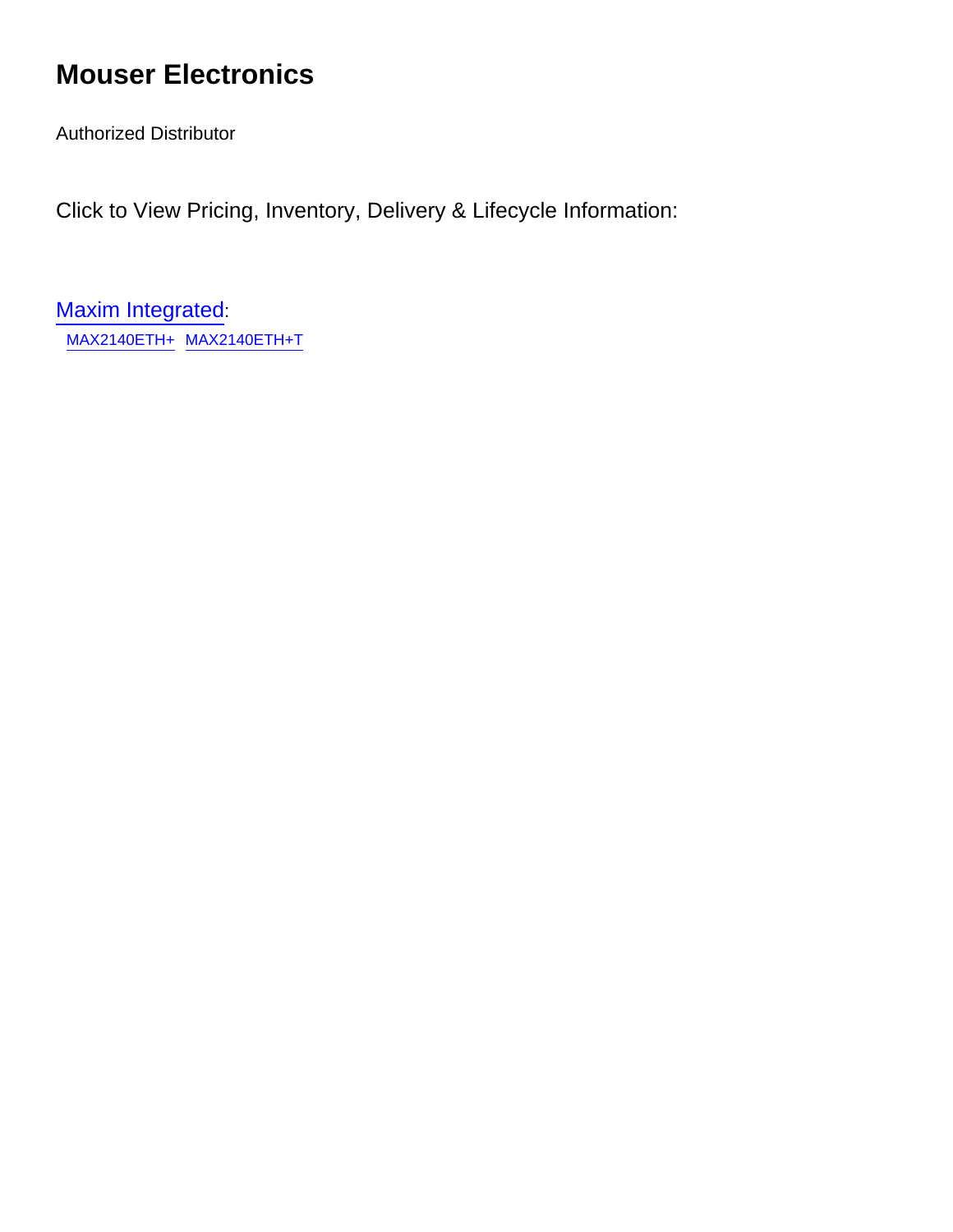# Mouser Electronics

Authorized Distributor

Click to View Pricing, Inventory, Delivery & Lifecycle Information:

Maxim Integrated:

MAX2140ETH+ MAX2140ETH+T